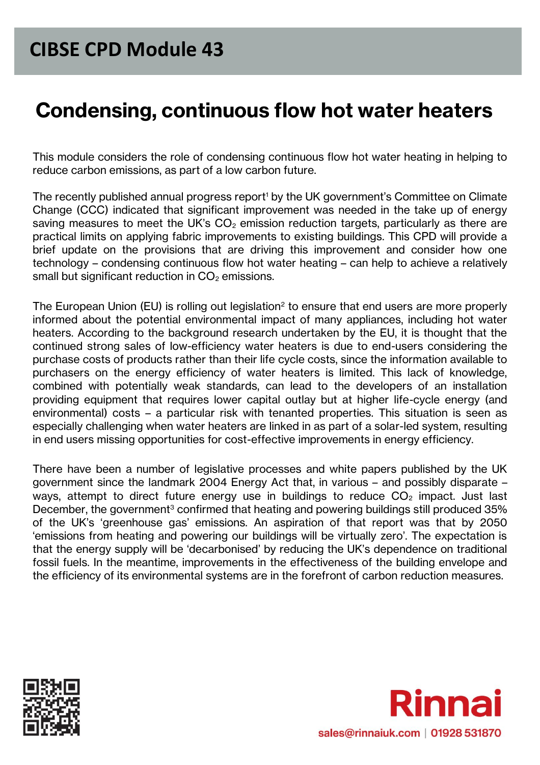# CIBSE CPD Module 43

## Condensing, continuous flow hot water heaters

This module considers the role of condensing continuous flow hot water heating in helping to reduce carbon emissions, as part of a low carbon future.

The recently published annual progress report[1] by the UK government's Committee on Climate Change (CCC) indicated that significant improvement was needed in the take up of energy saving measures to meet the UK's $CO_2$ emission reduction targets, particularly as there are practical limits on applying fabric improvements to existing buildings. This CPD will provide a brief update on the provisions that are driving this improvement and consider how one technology – condensing continuous flow hot water heating – can help to achieve a relatively small but significant reduction in $CO_2$ emissions.

The European Union (EU) is rolling out legislation[2] to ensure that end users are more properly informed about the potential environmental impact of many appliances, including hot water heaters. According to the background research undertaken by the EU, it is thought that the continued strong sales of low-efficiency water heaters is due to end-users considering the purchase costs of products rather than their life cycle costs, since the information available to purchasers on the energy efficiency of water heaters is limited. This lack of knowledge, combined with potentially weak standards, can lead to the developers of an installation providing equipment that requires lower capital outlay but at higher life-cycle energy (and environmental) costs – a particular risk with tenanted properties. This situation is seen as especially challenging when water heaters are linked in as part of a solar-led system, resulting in end users missing opportunities for cost-effective improvements in energy efficiency.

There have been a number of legislative processes and white papers published by the UK government since the landmark 2004 Energy Act that, in various – and possibly disparate – ways, attempt to direct future energy use in buildings to reduce $CO_2$ impact. Just last December, the government[3] confirmed that heating and powering buildings still produced 35% of the UK's 'greenhouse gas' emissions. An aspiration of that report was that by 2050 'emissions from heating and powering our buildings will be virtually zero'. The expectation is that the energy supply will be 'decarbonised' by reducing the UK's dependence on traditional fossil fuels. In the meantime, improvements in the effectiveness of the building envelope and the efficiency of its environmental systems are in the forefront of carbon reduction measures.

Rinnai

sales@rinnaiuk.com | 01928 531870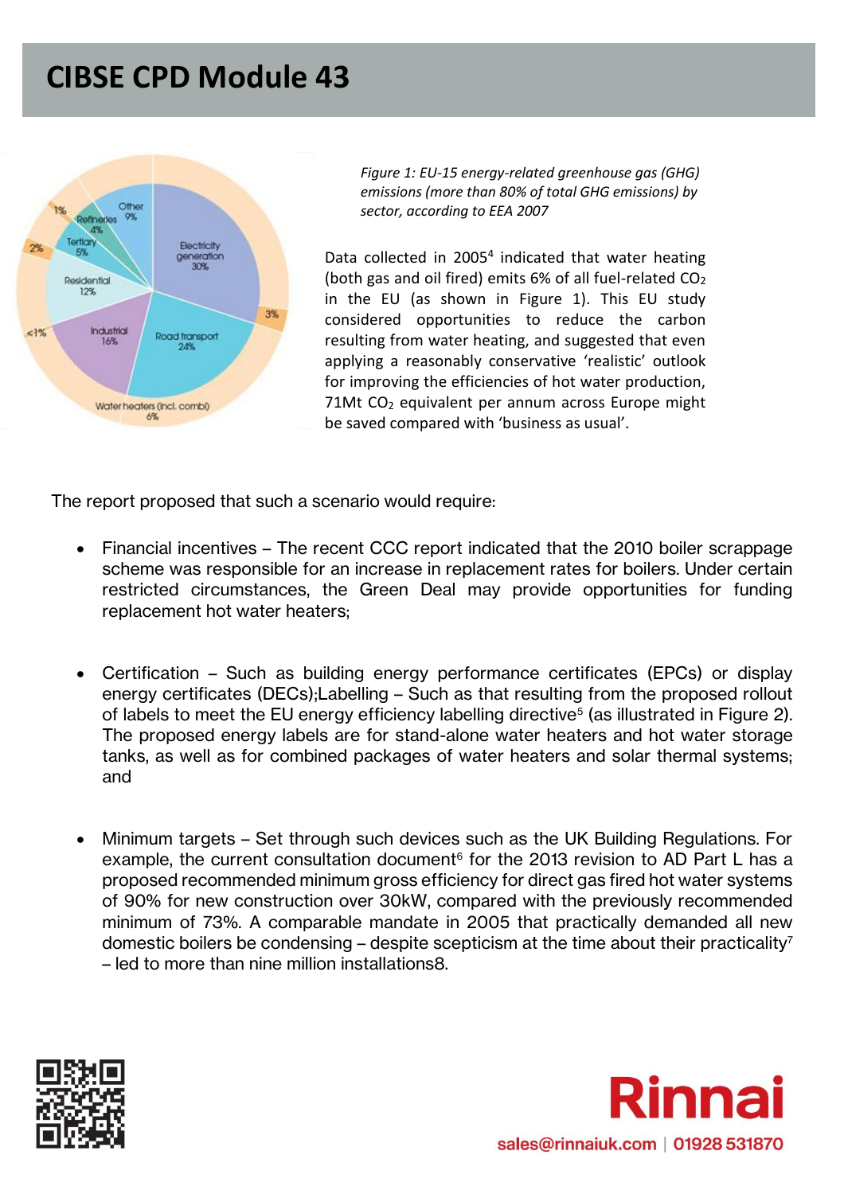# CIBSE CPD Module 43

*Figure 1: EU-15 energy-related greenhouse gas (GHG) emissions (more than 80% of total GHG emissions) by sector, according to EEA 2007*

Data collected in 2005[4] indicated that water heating (both gas and oil fired) emits 6% of all fuel-related $CO_2$ in the EU (as shown in Figure 1). This EU study considered opportunities to reduce the carbon resulting from water heating, and suggested that even applying a reasonably conservative 'realistic' outlook for improving the efficiencies of hot water production, 71Mt $CO_2$ equivalent per annum across Europe might be saved compared with 'business as usual'.

The report proposed that such a scenario would require:

- Financial incentives – The recent CCC report indicated that the 2010 boiler scrappage scheme was responsible for an increase in replacement rates for boilers. Under certain restricted circumstances, the Green Deal may provide opportunities for funding replacement hot water heaters;

- Certification – Such as building energy performance certificates (EPCs) or display energy certificates (DECs);Labelling – Such as that resulting from the proposed rollout of labels to meet the EU energy efficiency labelling directive[5] (as illustrated in Figure 2). The proposed energy labels are for stand-alone water heaters and hot water storage tanks, as well as for combined packages of water heaters and solar thermal systems; and

- Minimum targets – Set through such devices such as the UK Building Regulations. For example, the current consultation document[6] for the 2013 revision to AD Part L has a proposed recommended minimum gross efficiency for direct gas fired hot water systems of 90% for new construction over 30kW, compared with the previously recommended minimum of 73%. A comparable mandate in 2005 that practically demanded all new domestic boilers be condensing – despite scepticism at the time about their practicality[7] – led to more than nine million installations8.

sales@rinnaiuk.com | 01928 531870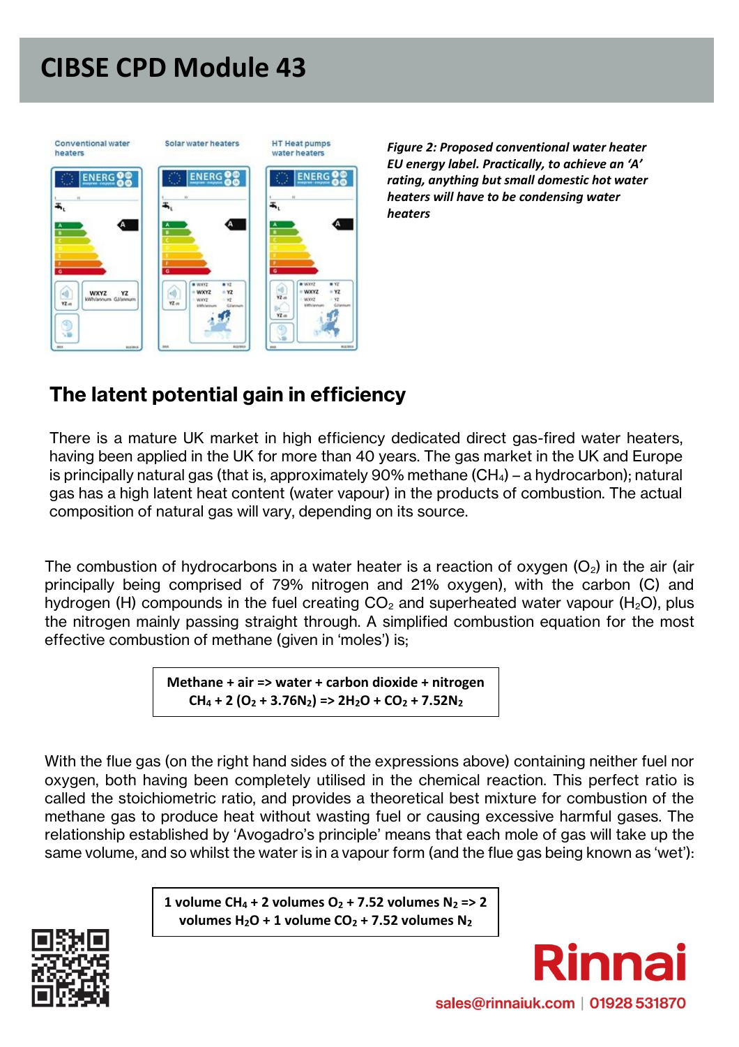Figure 2: *Proposed conventional water heater EU energy label. Practically, to achieve an 'A' rating, anything but small domestic hot water heaters will have to be condensing water heaters*

## The latent potential gain in efficiency

There is a mature UK market in high efficiency dedicated direct gas-fired water heaters, having been applied in the UK for more than 40 years. The gas market in the UK and Europe is principally natural gas (that is, approximately 90% methane ($CH_4$) – a hydrocarbon); natural gas has a high latent heat content (water vapour) in the products of combustion. The actual composition of natural gas will vary, depending on its source.

The combustion of hydrocarbons in a water heater is a reaction of oxygen ($O_2$) in the air (air principally being comprised of 79% nitrogen and 21% oxygen), with the carbon (C) and hydrogen (H) compounds in the fuel creating $CO_2$ and superheated water vapour ($H_2O$), plus the nitrogen mainly passing straight through. A simplified combustion equation for the most effective combustion of methane (given in 'moles') is;

**Methane + air => water + carbon dioxide + nitrogen**

$$CH_4 + 2\,(O_2 + 3.76N_2) \Rightarrow 2H_2O + CO_2 + 7.52N_2$$

With the flue gas (on the right hand sides of the expressions above) containing neither fuel nor oxygen, both having been completely utilised in the chemical reaction. This perfect ratio is called the stoichiometric ratio, and provides a theoretical best mixture for combustion of the methane gas to produce heat without wasting fuel or causing excessive harmful gases. The relationship established by 'Avogadro's principle' means that each mole of gas will take up the same volume, and so whilst the water is in a vapour form (and the flue gas being known as 'wet'):

$$1 \text{ volume } CH_4 + 2 \text{ volumes } O_2 + 7.52 \text{ volumes } N_2 \Rightarrow 2 \text{ volumes } H_2O + 1 \text{ volume } CO_2 + 7.52 \text{ volumes } N_2$$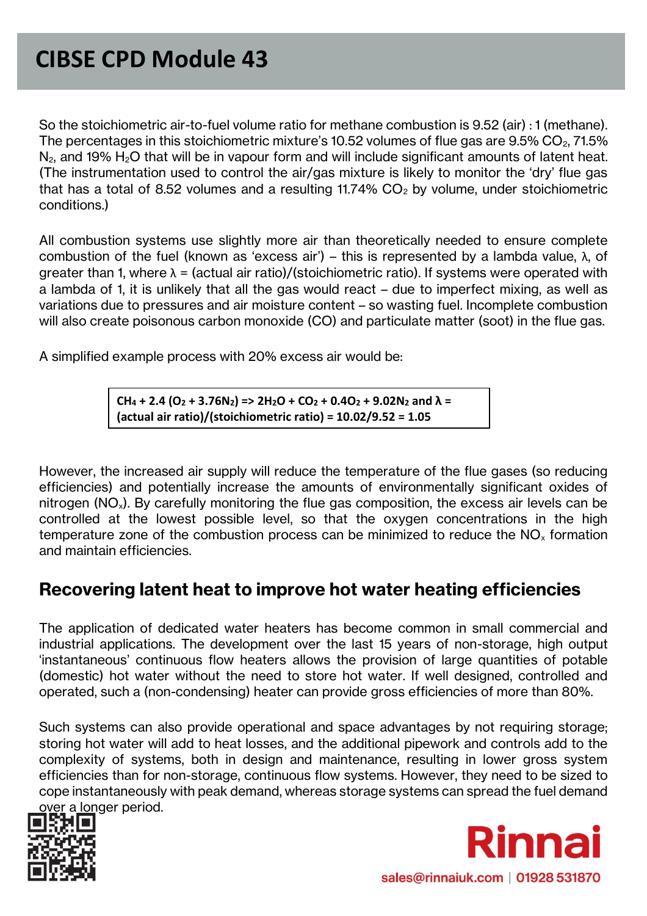So the stoichiometric air-to-fuel volume ratio for methane combustion is 9.52 (air) : 1 (methane). The percentages in this stoichiometric mixture's 10.52 volumes of flue gas are 9.5% $CO_2$, 71.5% $N_2$, and 19% $H_2O$ that will be in vapour form and will include significant amounts of latent heat. (The instrumentation used to control the air/gas mixture is likely to monitor the 'dry' flue gas that has a total of 8.52 volumes and a resulting 11.74% $CO_2$ by volume, under stoichiometric conditions.)

All combustion systems use slightly more air than theoretically needed to ensure complete combustion of the fuel (known as 'excess air') – this is represented by a lambda value, λ, of greater than 1, where λ = (actual air ratio)/(stoichiometric ratio). If systems were operated with a lambda of 1, it is unlikely that all the gas would react – due to imperfect mixing, as well as variations due to pressures and air moisture content – so wasting fuel. Incomplete combustion will also create poisonous carbon monoxide (CO) and particulate matter (soot) in the flue gas.

A simplified example process with 20% excess air would be:

$$CH_4 + 2.4\,(O_2 + 3.76N_2) \Rightarrow 2H_2O + CO_2 + 0.4O_2 + 9.02N_2 \text{ and } \lambda = \text{(actual air ratio)/(stoichiometric ratio)} = 10.02/9.52 = 1.05$$

However, the increased air supply will reduce the temperature of the flue gases (so reducing efficiencies) and potentially increase the amounts of environmentally significant oxides of nitrogen ($NO_x$). By carefully monitoring the flue gas composition, the excess air levels can be controlled at the lowest possible level, so that the oxygen concentrations in the high temperature zone of the combustion process can be minimized to reduce the $NO_x$ formation and maintain efficiencies.

## Recovering latent heat to improve hot water heating efficiencies

The application of dedicated water heaters has become common in small commercial and industrial applications. The development over the last 15 years of non-storage, high output 'instantaneous' continuous flow heaters allows the provision of large quantities of potable (domestic) hot water without the need to store hot water. If well designed, controlled and operated, such a (non-condensing) heater can provide gross efficiencies of more than 80%.

Such systems can also provide operational and space advantages by not requiring storage; storing hot water will add to heat losses, and the additional pipework and controls add to the complexity of systems, both in design and maintenance, resulting in lower gross system efficiencies than for non-storage, continuous flow systems. However, they need to be sized to cope instantaneously with peak demand, whereas storage systems can spread the fuel demand over a longer period.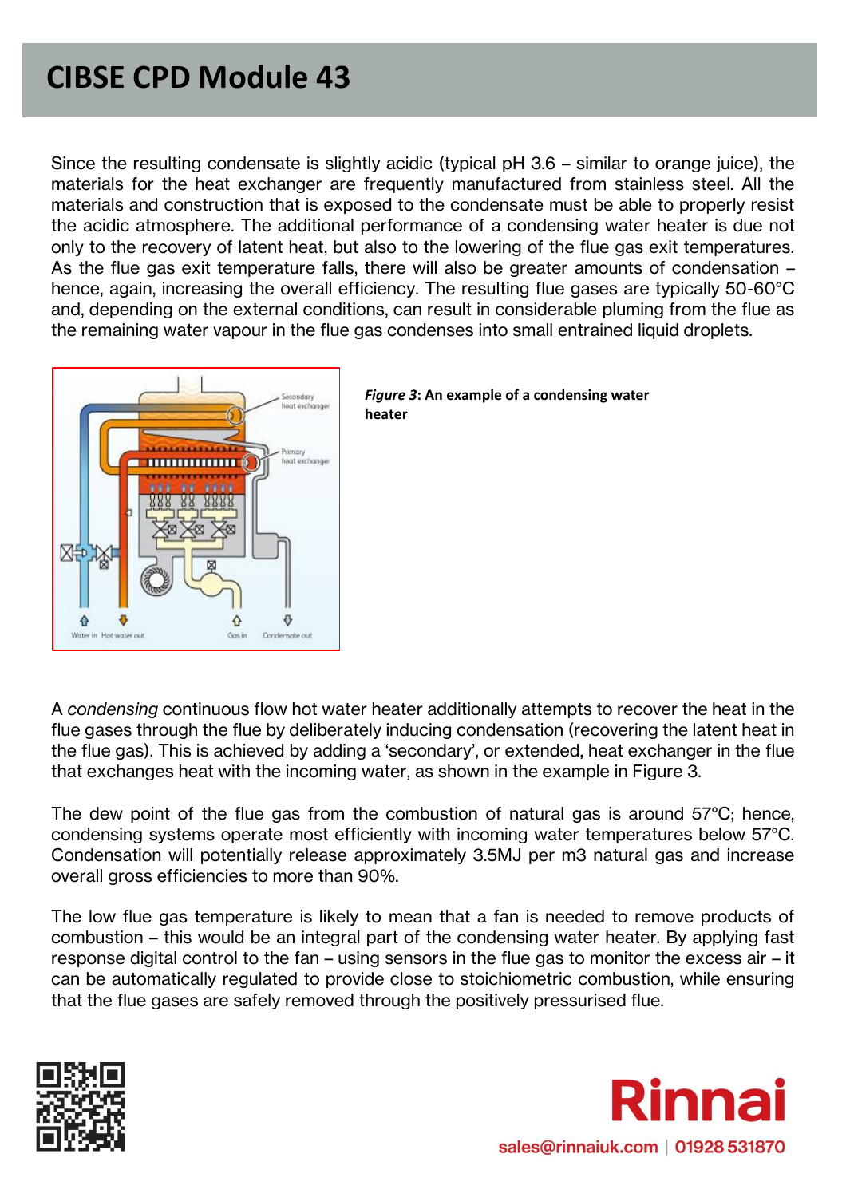Since the resulting condensate is slightly acidic (typical pH 3.6 – similar to orange juice), the materials for the heat exchanger are frequently manufactured from stainless steel. All the materials and construction that is exposed to the condensate must be able to properly resist the acidic atmosphere. The additional performance of a condensing water heater is due not only to the recovery of latent heat, but also to the lowering of the flue gas exit temperatures. As the flue gas exit temperature falls, there will also be greater amounts of condensation – hence, again, increasing the overall efficiency. The resulting flue gases are typically 50-60°C and, depending on the external conditions, can result in considerable pluming from the flue as the remaining water vapour in the flue gas condenses into small entrained liquid droplets.

***Figure 3*: An example of a condensing water heater**

A *condensing* continuous flow hot water heater additionally attempts to recover the heat in the flue gases through the flue by deliberately inducing condensation (recovering the latent heat in the flue gas). This is achieved by adding a 'secondary', or extended, heat exchanger in the flue that exchanges heat with the incoming water, as shown in the example in Figure 3.

The dew point of the flue gas from the combustion of natural gas is around 57°C; hence, condensing systems operate most efficiently with incoming water temperatures below 57°C. Condensation will potentially release approximately 3.5MJ per m3 natural gas and increase overall gross efficiencies to more than 90%.

The low flue gas temperature is likely to mean that a fan is needed to remove products of combustion – this would be an integral part of the condensing water heater. By applying fast response digital control to the fan – using sensors in the flue gas to monitor the excess air – it can be automatically regulated to provide close to stoichiometric combustion, while ensuring that the flue gases are safely removed through the positively pressurised flue.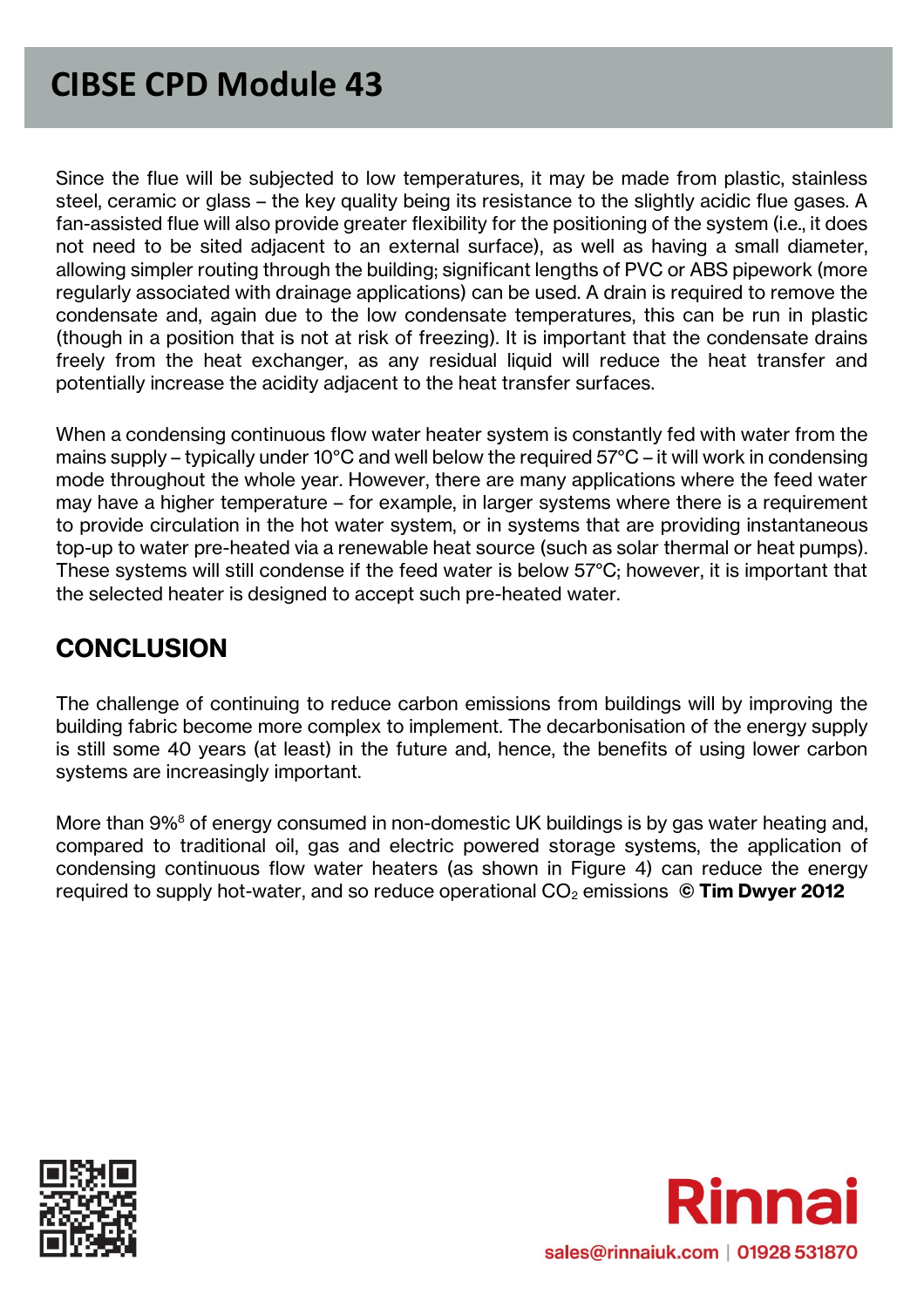Since the flue will be subjected to low temperatures, it may be made from plastic, stainless steel, ceramic or glass – the key quality being its resistance to the slightly acidic flue gases. A fan-assisted flue will also provide greater flexibility for the positioning of the system (i.e., it does not need to be sited adjacent to an external surface), as well as having a small diameter, allowing simpler routing through the building; significant lengths of PVC or ABS pipework (more regularly associated with drainage applications) can be used. A drain is required to remove the condensate and, again due to the low condensate temperatures, this can be run in plastic (though in a position that is not at risk of freezing). It is important that the condensate drains freely from the heat exchanger, as any residual liquid will reduce the heat transfer and potentially increase the acidity adjacent to the heat transfer surfaces.

When a condensing continuous flow water heater system is constantly fed with water from the mains supply – typically under 10°C and well below the required 57°C – it will work in condensing mode throughout the whole year. However, there are many applications where the feed water may have a higher temperature – for example, in larger systems where there is a requirement to provide circulation in the hot water system, or in systems that are providing instantaneous top-up to water pre-heated via a renewable heat source (such as solar thermal or heat pumps). These systems will still condense if the feed water is below 57°C; however, it is important that the selected heater is designed to accept such pre-heated water.

## CONCLUSION

The challenge of continuing to reduce carbon emissions from buildings will by improving the building fabric become more complex to implement. The decarbonisation of the energy supply is still some 40 years (at least) in the future and, hence, the benefits of using lower carbon systems are increasingly important.

More than 9%[8] of energy consumed in non-domestic UK buildings is by gas water heating and, compared to traditional oil, gas and electric powered storage systems, the application of condensing continuous flow water heaters (as shown in Figure 4) can reduce the energy required to supply hot-water, and so reduce operational $CO_2$ emissions **© Tim Dwyer 2012**

Rinnai

sales@rinnaiuk.com | 01928 531870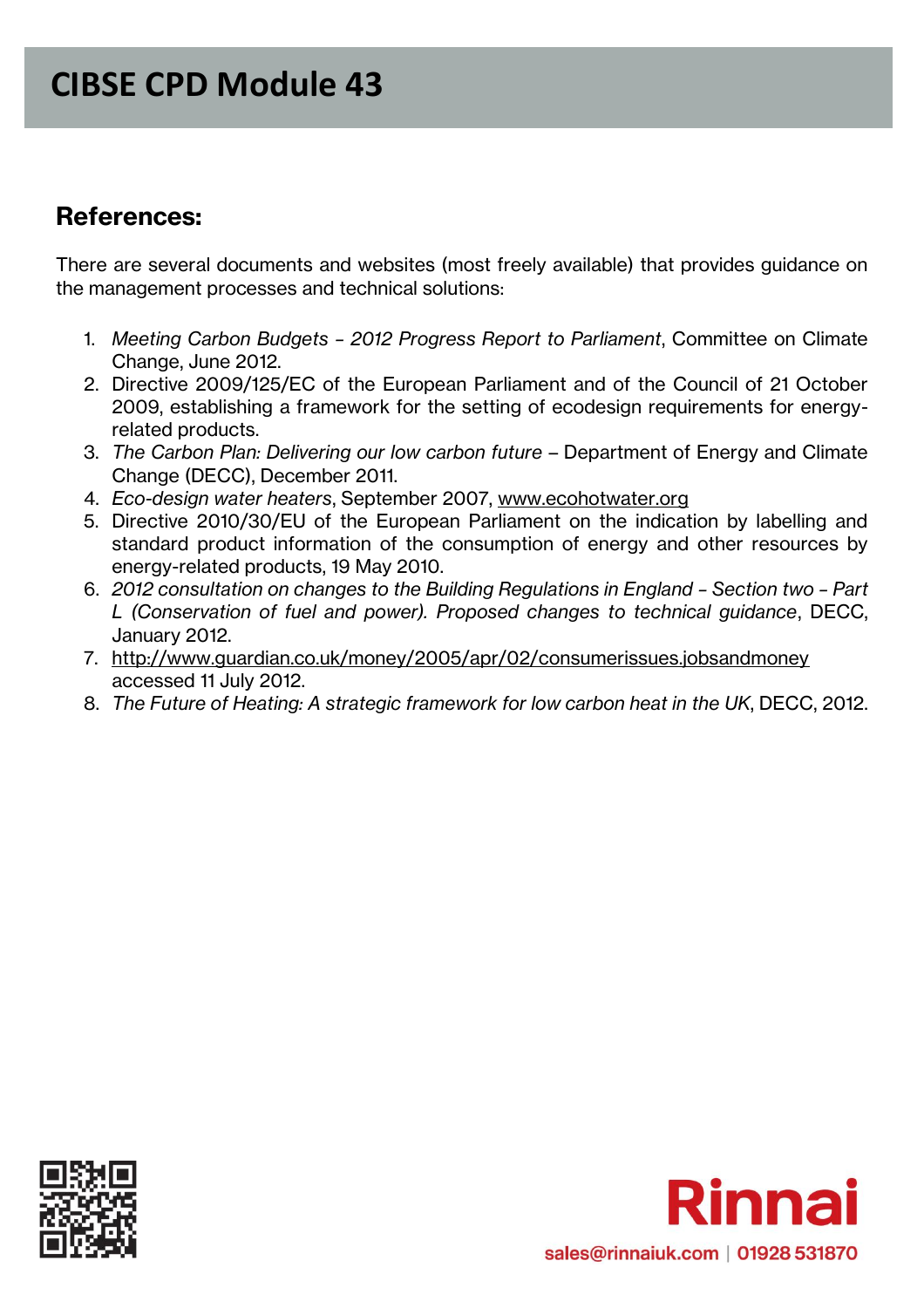## References:

There are several documents and websites (most freely available) that provides guidance on the management processes and technical solutions:

1. *Meeting Carbon Budgets – 2012 Progress Report to Parliament*, Committee on Climate Change, June 2012.
2. Directive 2009/125/EC of the European Parliament and of the Council of 21 October 2009, establishing a framework for the setting of ecodesign requirements for energy-related products.
3. *The Carbon Plan: Delivering our low carbon future* – Department of Energy and Climate Change (DECC), December 2011.
4. *Eco-design water heaters*, September 2007, www.ecohotwater.org
5. Directive 2010/30/EU of the European Parliament on the indication by labelling and standard product information of the consumption of energy and other resources by energy-related products, 19 May 2010.
6. *2012 consultation on changes to the Building Regulations in England – Section two – Part L (Conservation of fuel and power). Proposed changes to technical guidance*, DECC, January 2012.
7. http://www.guardian.co.uk/money/2005/apr/02/consumerissues.jobsandmoney accessed 11 July 2012.
8. *The Future of Heating: A strategic framework for low carbon heat in the UK*, DECC, 2012.

Rinnai

sales@rinnaiuk.com | 01928 531870